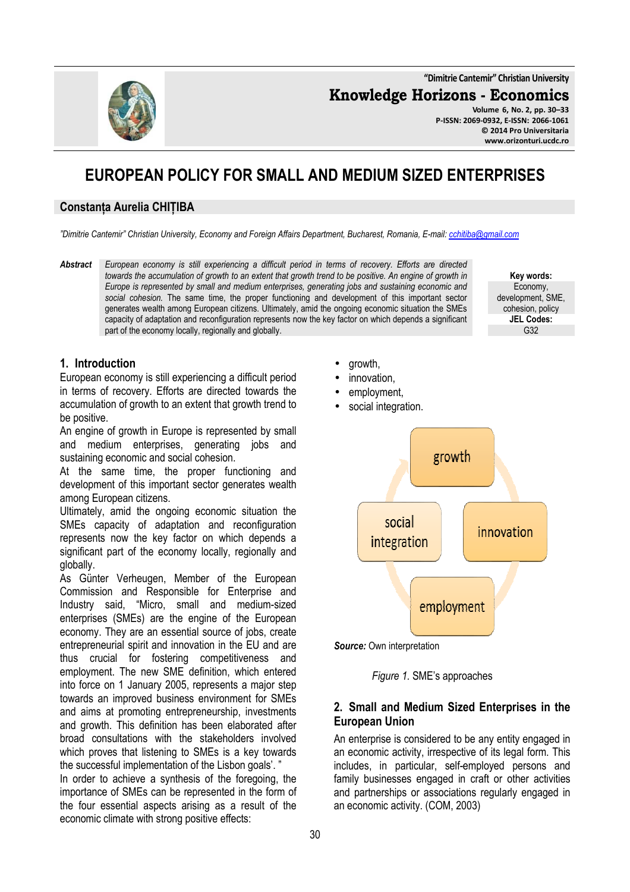# EUROPEAN POLICY FOR SMALL AND MEDIUM SIZED ENTERPRISES

**Constanța Aurelia CHIȚIBA**

*"Dimitrie Cantemir" Christian University, Economy and Foreign Affairs Department, Bucharest, Romania, E-mail: cchitiba@gmail.com*

***Abstract*** *European economy is still experiencing a difficult period in terms of recovery. Efforts are directed towards the accumulation of growth to an extent that growth trend to be positive. An engine of growth in Europe is represented by small and medium enterprises, generating jobs and sustaining economic and social cohesion.* The same time, the proper functioning and development of this important sector generates wealth among European citizens. Ultimately, amid the ongoing economic situation the SMEs capacity of adaptation and reconfiguration represents now the key factor on which depends a significant part of the economy locally, regionally and globally.

**Key words:** Economy, development, SME, cohesion, policy

**JEL Codes:** G32

## 1. Introduction

European economy is still experiencing a difficult period in terms of recovery. Efforts are directed towards the accumulation of growth to an extent that growth trend to be positive.

An engine of growth in Europe is represented by small and medium enterprises, generating jobs and sustaining economic and social cohesion.

At the same time, the proper functioning and development of this important sector generates wealth among European citizens.

Ultimately, amid the ongoing economic situation the SMEs capacity of adaptation and reconfiguration represents now the key factor on which depends a significant part of the economy locally, regionally and globally.

As Günter Verheugen, Member of the European Commission and Responsible for Enterprise and Industry said, "Micro, small and medium-sized enterprises (SMEs) are the engine of the European economy. They are an essential source of jobs, create entrepreneurial spirit and innovation in the EU and are thus crucial for fostering competitiveness and employment. The new SME definition, which entered into force on 1 January 2005, represents a major step towards an improved business environment for SMEs and aims at promoting entrepreneurship, investments and growth. This definition has been elaborated after broad consultations with the stakeholders involved which proves that listening to SMEs is a key towards the successful implementation of the Lisbon goals'. "

In order to achieve a synthesis of the foregoing, the importance of SMEs can be represented in the form of the four essential aspects arising as a result of the economic climate with strong positive effects:

- growth,
- innovation,
- employment,
- social integration.

growth | innovation | employment | social integration

***Source:*** Own interpretation

*Figure 1.* SME's approaches

## 2. Small and Medium Sized Enterprises in the European Union

An enterprise is considered to be any entity engaged in an economic activity, irrespective of its legal form. This includes, in particular, self-employed persons and family businesses engaged in craft or other activities and partnerships or associations regularly engaged in an economic activity. (COM, 2003)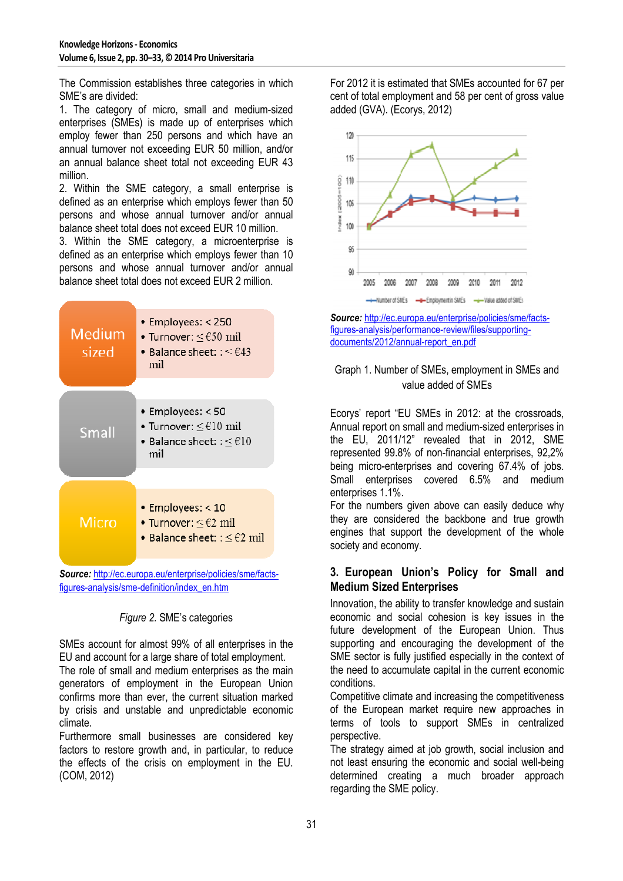The Commission establishes three categories in which SME's are divided:

1. The category of micro, small and medium-sized enterprises (SMEs) is made up of enterprises which employ fewer than 250 persons and which have an annual turnover not exceeding EUR 50 million, and/or an annual balance sheet total not exceeding EUR 43 million.
2. Within the SME category, a small enterprise is defined as an enterprise which employs fewer than 50 persons and whose annual turnover and/or annual balance sheet total does not exceed EUR 10 million.
3. Within the SME category, a microenterprise is defined as an enterprise which employs fewer than 10 persons and whose annual turnover and/or annual balance sheet total does not exceed EUR 2 million.

| Category | Criteria |
|---|---|
| Medium sized | • Employees: < 250<br>• Turnover: ≤ €50 mil<br>• Balance sheet: : ≤ €43 mil |
| Small | • Employees: < 50<br>• Turnover: ≤ €10 mil<br>• Balance sheet: : ≤ €10 mil |
| Micro | • Employees: < 10<br>• Turnover: ≤ €2 mil<br>• Balance sheet: : ≤ €2 mil |

***Source:*** http://ec.europa.eu/enterprise/policies/sme/facts-figures-analysis/sme-definition/index_en.htm

*Figure 2.* SME's categories

SMEs account for almost 99% of all enterprises in the EU and account for a large share of total employment. The role of small and medium enterprises as the main generators of employment in the European Union confirms more than ever, the current situation marked by crisis and unstable and unpredictable economic climate.

Furthermore small businesses are considered key factors to restore growth and, in particular, to reduce the effects of the crisis on employment in the EU. (COM, 2012)

For 2012 it is estimated that SMEs accounted for 67 per cent of total employment and 58 per cent of gross value added (GVA). (Ecorys, 2012)

***Source:*** http://ec.europa.eu/enterprise/policies/sme/facts-figures-analysis/performance-review/files/supporting-documents/2012/annual-report_en.pdf

Graph 1. Number of SMEs, employment in SMEs and value added of SMEs

Ecorys' report "EU SMEs in 2012: at the crossroads, Annual report on small and medium-sized enterprises in the EU, 2011/12" revealed that in 2012, SME represented 99.8% of non-financial enterprises, 92,2% being micro-enterprises and covering 67.4% of jobs. Small enterprises covered 6.5% and medium enterprises 1.1%.

For the numbers given above can easily deduce why they are considered the backbone and true growth engines that support the development of the whole society and economy.

## 3. European Union's Policy for Small and Medium Sized Enterprises

Innovation, the ability to transfer knowledge and sustain economic and social cohesion is key issues in the future development of the European Union. Thus supporting and encouraging the development of the SME sector is fully justified especially in the context of the need to accumulate capital in the current economic conditions.

Competitive climate and increasing the competitiveness of the European market require new approaches in terms of tools to support SMEs in centralized perspective.

The strategy aimed at job growth, social inclusion and not least ensuring the economic and social well-being determined creating a much broader approach regarding the SME policy.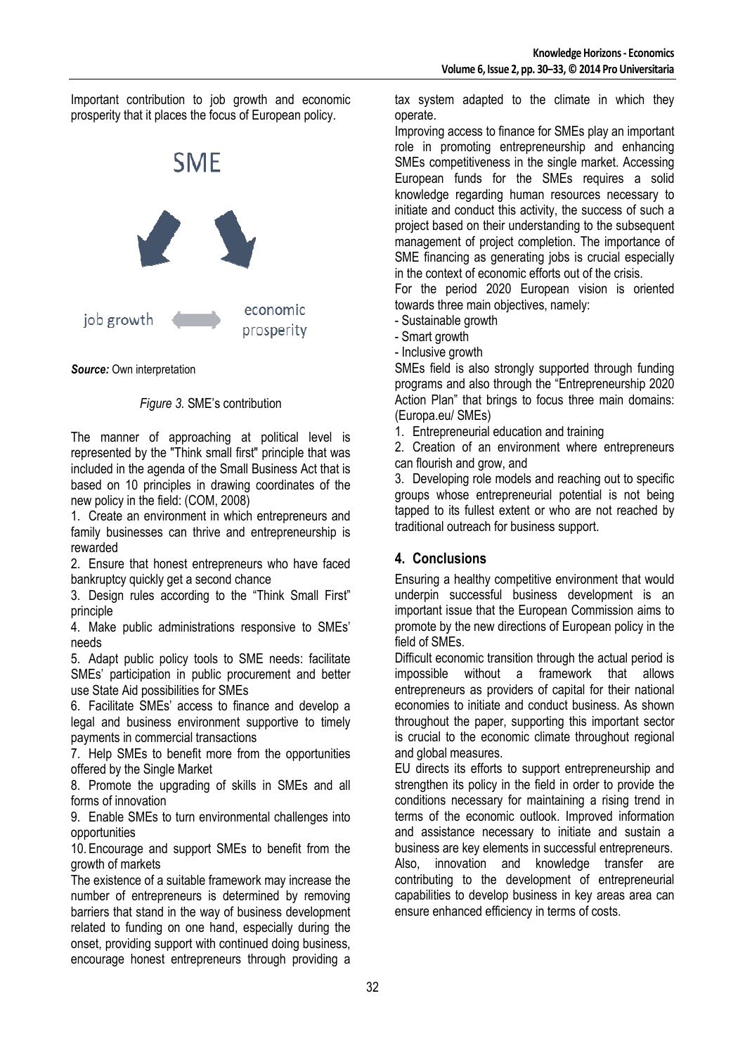Important contribution to job growth and economic prosperity that it places the focus of European policy.

SME

job growth

economic prosperity

***Source:*** Own interpretation

*Figure 3.* SME's contribution

The manner of approaching at political level is represented by the "Think small first" principle that was included in the agenda of the Small Business Act that is based on 10 principles in drawing coordinates of the new policy in the field: (COM, 2008)

1. Create an environment in which entrepreneurs and family businesses can thrive and entrepreneurship is rewarded
2. Ensure that honest entrepreneurs who have faced bankruptcy quickly get a second chance
3. Design rules according to the "Think Small First" principle
4. Make public administrations responsive to SMEs' needs
5. Adapt public policy tools to SME needs: facilitate SMEs' participation in public procurement and better use State Aid possibilities for SMEs
6. Facilitate SMEs' access to finance and develop a legal and business environment supportive to timely payments in commercial transactions
7. Help SMEs to benefit more from the opportunities offered by the Single Market
8. Promote the upgrading of skills in SMEs and all forms of innovation
9. Enable SMEs to turn environmental challenges into opportunities
10. Encourage and support SMEs to benefit from the growth of markets

The existence of a suitable framework may increase the number of entrepreneurs is determined by removing barriers that stand in the way of business development related to funding on one hand, especially during the onset, providing support with continued doing business, encourage honest entrepreneurs through providing a tax system adapted to the climate in which they operate.

Improving access to finance for SMEs play an important role in promoting entrepreneurship and enhancing SMEs competitiveness in the single market. Accessing European funds for the SMEs requires a solid knowledge regarding human resources necessary to initiate and conduct this activity, the success of such a project based on their understanding to the subsequent management of project completion. The importance of SME financing as generating jobs is crucial especially in the context of economic efforts out of the crisis.

For the period 2020 European vision is oriented towards three main objectives, namely:

- Sustainable growth
- Smart growth
- Inclusive growth

SMEs field is also strongly supported through funding programs and also through the "Entrepreneurship 2020 Action Plan" that brings to focus three main domains: (Europa.eu/ SMEs)

1. Entrepreneurial education and training
2. Creation of an environment where entrepreneurs can flourish and grow, and
3. Developing role models and reaching out to specific groups whose entrepreneurial potential is not being tapped to its fullest extent or who are not reached by traditional outreach for business support.

## 4. Conclusions

Ensuring a healthy competitive environment that would underpin successful business development is an important issue that the European Commission aims to promote by the new directions of European policy in the field of SMEs.

Difficult economic transition through the actual period is impossible without a framework that allows entrepreneurs as providers of capital for their national economies to initiate and conduct business. As shown throughout the paper, supporting this important sector is crucial to the economic climate throughout regional and global measures.

EU directs its efforts to support entrepreneurship and strengthen its policy in the field in order to provide the conditions necessary for maintaining a rising trend in terms of the economic outlook. Improved information and assistance necessary to initiate and sustain a business are key elements in successful entrepreneurs. Also, innovation and knowledge transfer are contributing to the development of entrepreneurial capabilities to develop business in key areas area can ensure enhanced efficiency in terms of costs.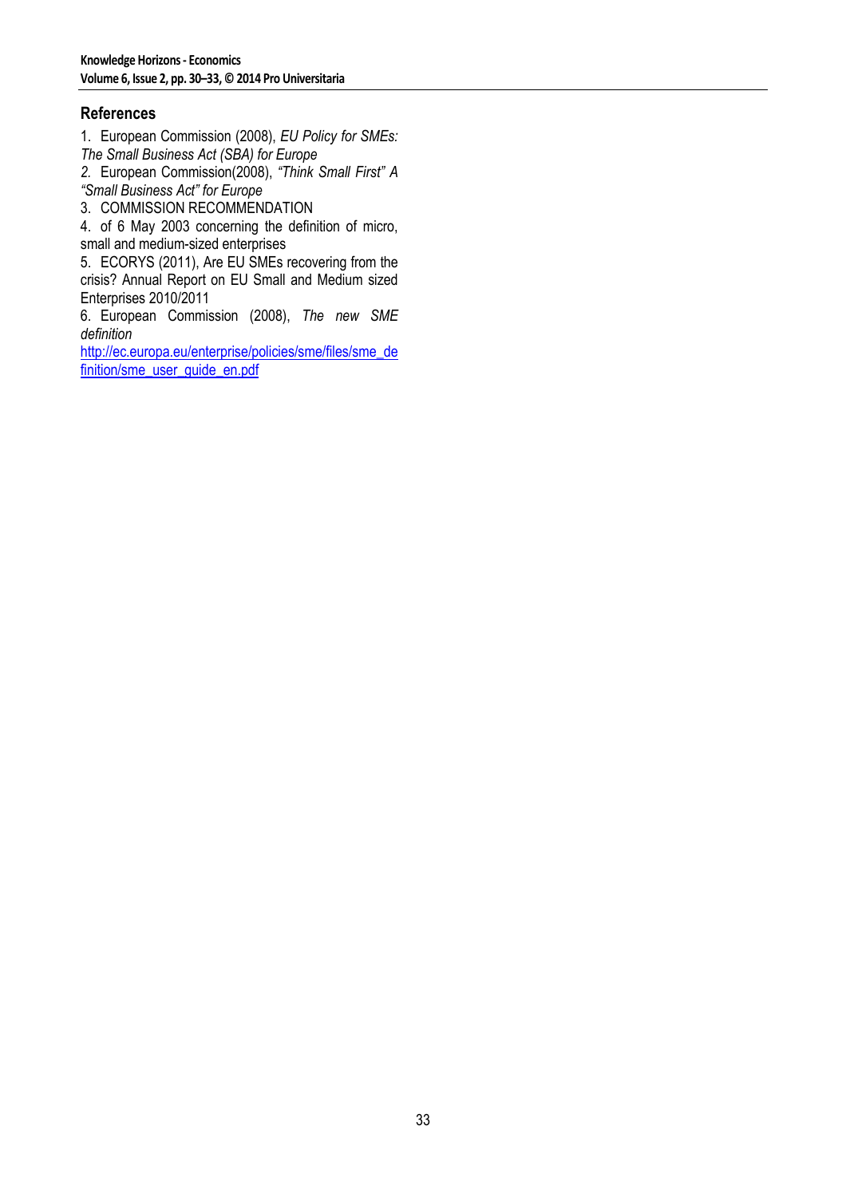## References

1. European Commission (2008), *EU Policy for SMEs: The Small Business Act (SBA) for Europe*
2. European Commission(2008), *"Think Small First" A "Small Business Act" for Europe*
3. COMMISSION RECOMMENDATION
4. of 6 May 2003 concerning the definition of micro, small and medium-sized enterprises
5. ECORYS (2011), Are EU SMEs recovering from the crisis? Annual Report on EU Small and Medium sized Enterprises 2010/2011
6. European Commission (2008), *The new SME definition* http://ec.europa.eu/enterprise/policies/sme/files/sme_definition/sme_user_guide_en.pdf